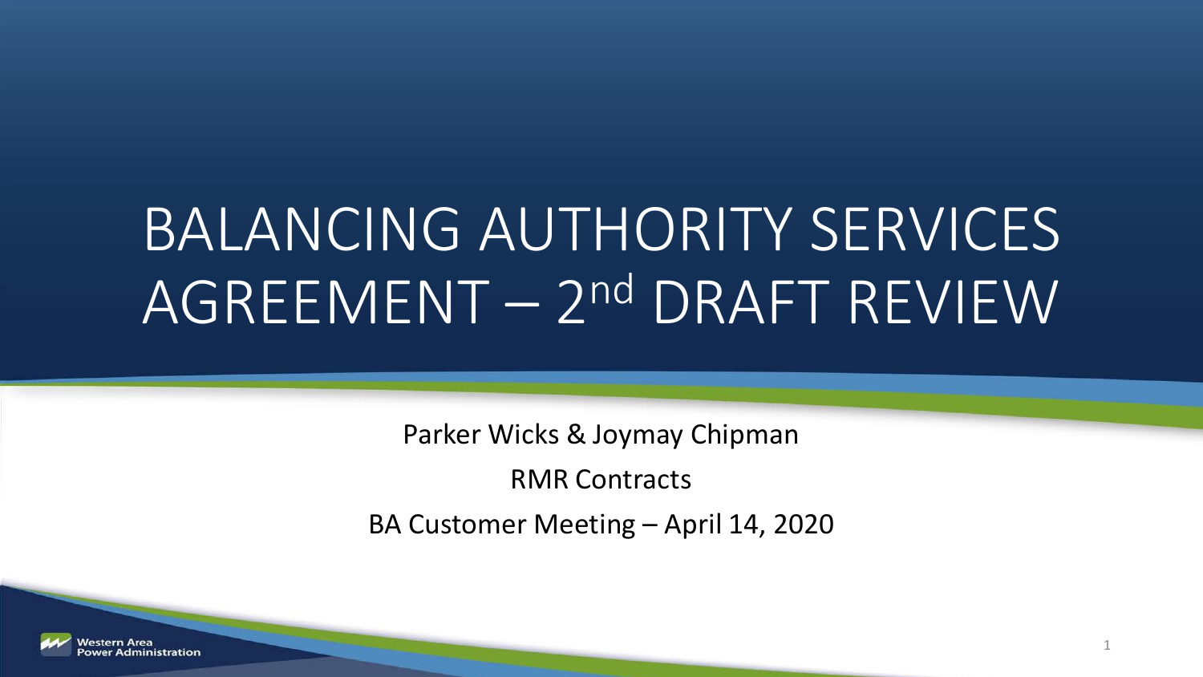# BALANCING AUTHORITY SERVICES AGREEMENT – $2^{nd}$ DRAFT REVIEW

Parker Wicks & Joymay Chipman

RMR Contracts

BA Customer Meeting – April 14, 2020

Western Area Power Administration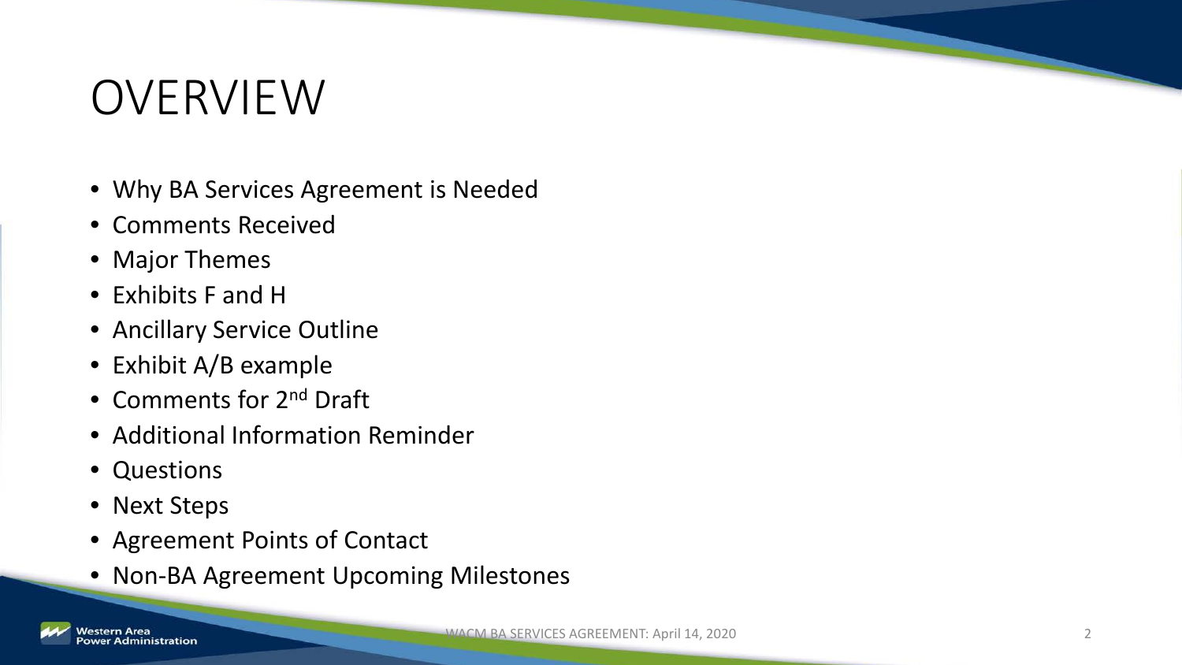# OVERVIEW

- Why BA Services Agreement is Needed
- Comments Received
- Major Themes
- Exhibits F and H
- Ancillary Service Outline
- Exhibit A/B example
- Comments for 2nd Draft
- Additional Information Reminder
- Questions
- Next Steps
- Agreement Points of Contact
- Non-BA Agreement Upcoming Milestones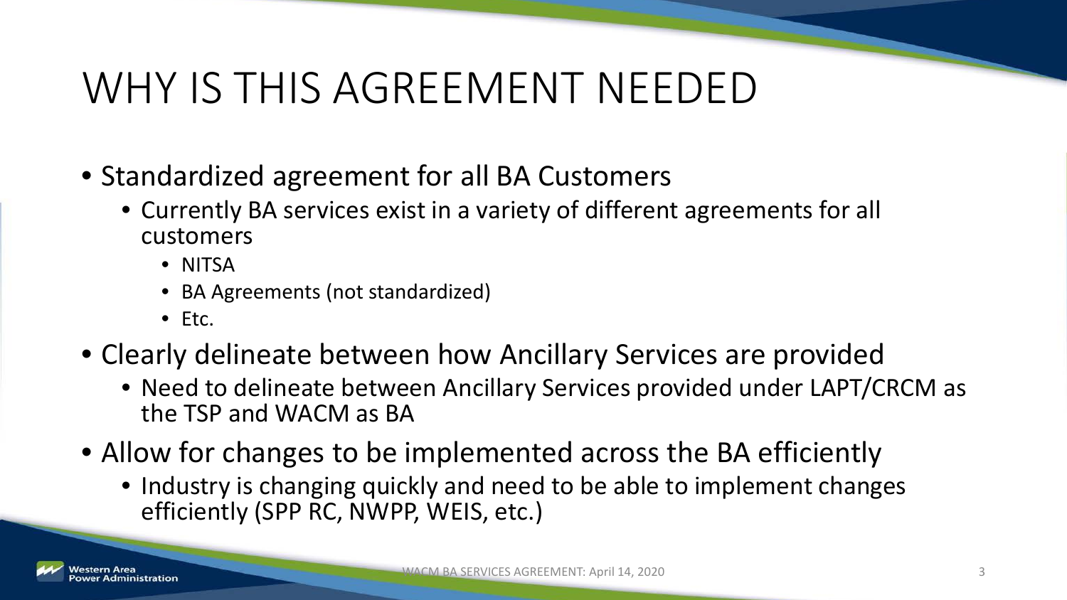# WHY IS THIS AGREEMENT NEEDED

- Standardized agreement for all BA Customers
  - Currently BA services exist in a variety of different agreements for all customers
    - NITSA
    - BA Agreements (not standardized)
    - Etc.
- Clearly delineate between how Ancillary Services are provided
  - Need to delineate between Ancillary Services provided under LAPT/CRCM as the TSP and WACM as BA
- Allow for changes to be implemented across the BA efficiently
  - Industry is changing quickly and need to be able to implement changes efficiently (SPP RC, NWPP, WEIS, etc.)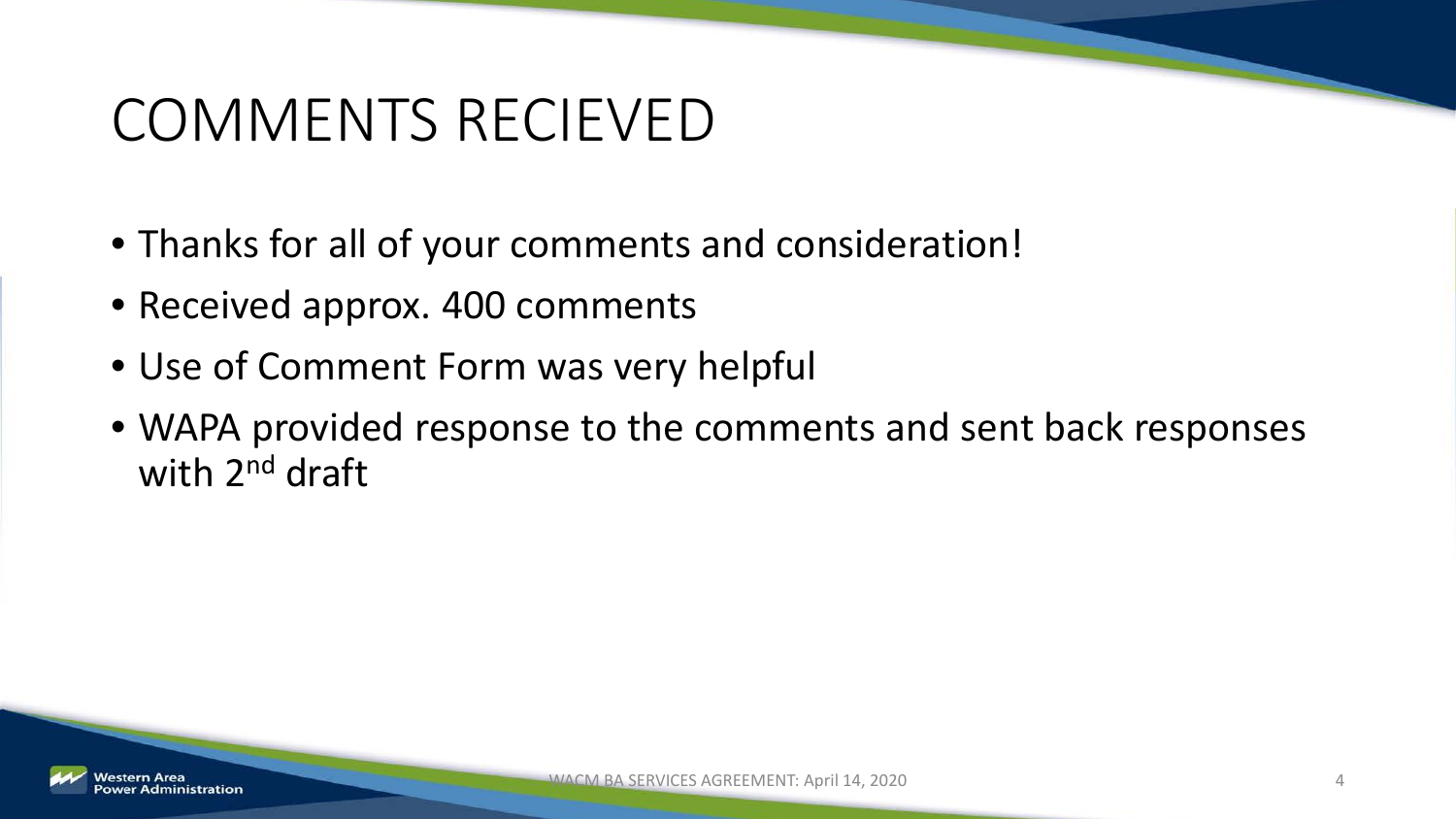# COMMENTS RECIEVED

- Thanks for all of your comments and consideration!
- Received approx. 400 comments
- Use of Comment Form was very helpful
- WAPA provided response to the comments and sent back responses with 2nd draft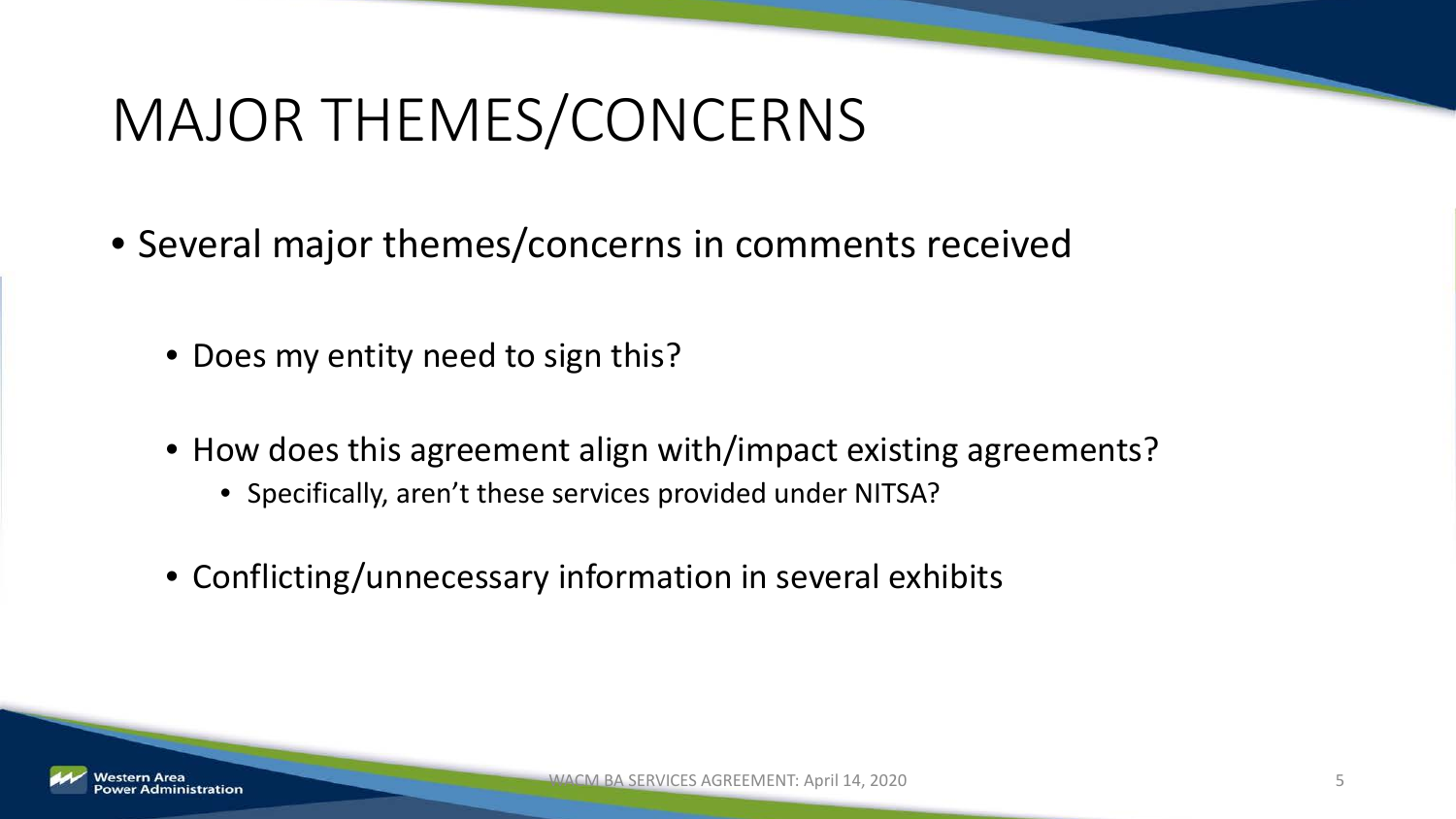# MAJOR THEMES/CONCERNS

- Several major themes/concerns in comments received
  - Does my entity need to sign this?
  - How does this agreement align with/impact existing agreements?
    - Specifically, aren't these services provided under NITSA?
  - Conflicting/unnecessary information in several exhibits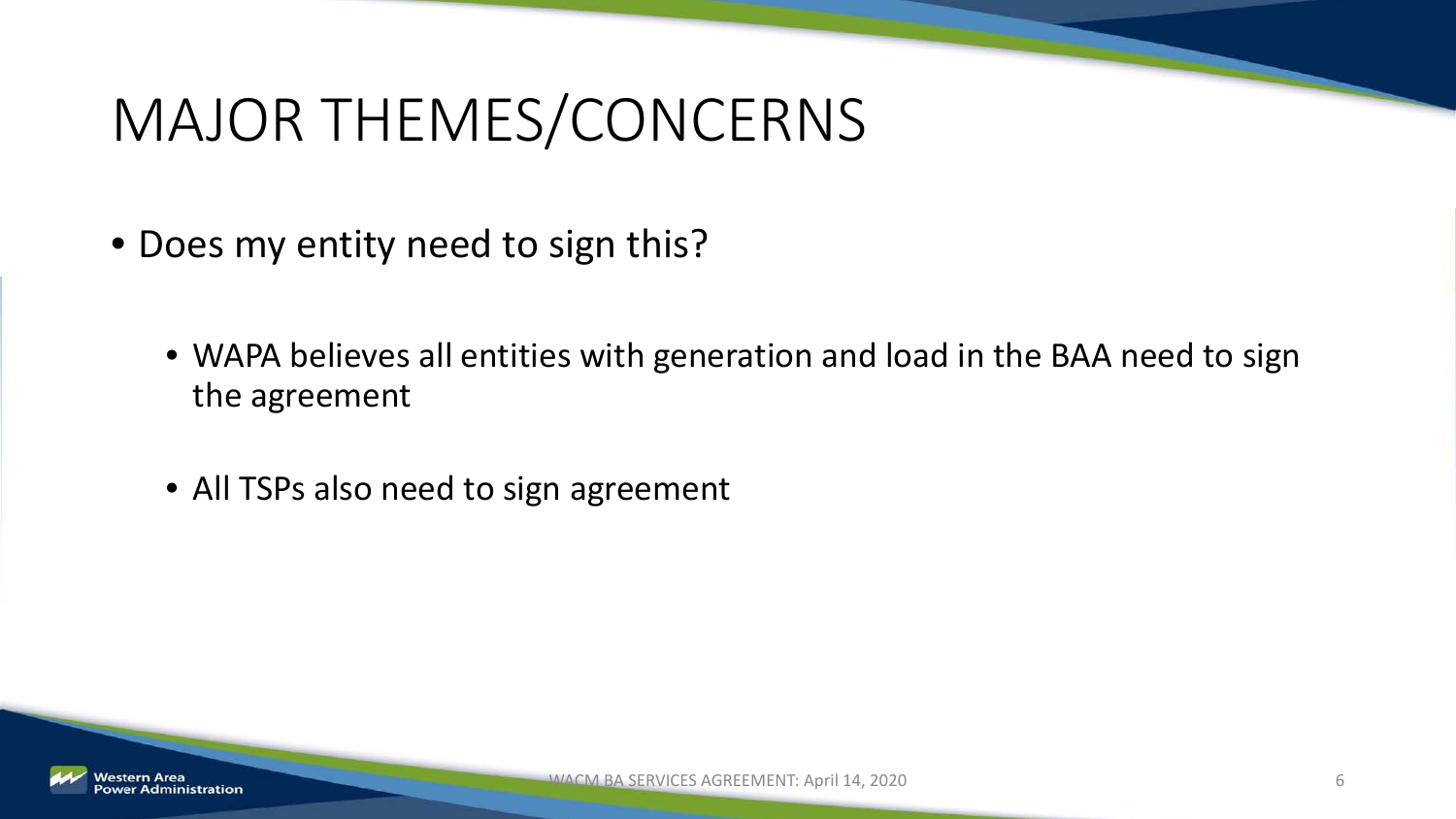# MAJOR THEMES/CONCERNS

- Does my entity need to sign this?
  - WAPA believes all entities with generation and load in the BAA need to sign the agreement
  - All TSPs also need to sign agreement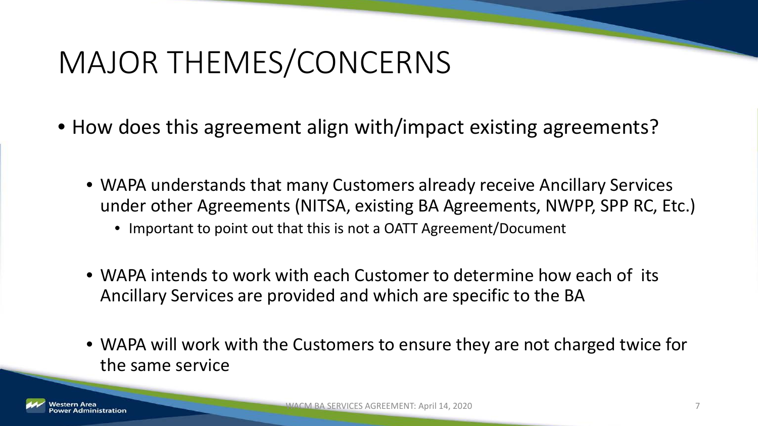# MAJOR THEMES/CONCERNS

- How does this agreement align with/impact existing agreements?
  - WAPA understands that many Customers already receive Ancillary Services under other Agreements (NITSA, existing BA Agreements, NWPP, SPP RC, Etc.)
    - Important to point out that this is not a OATT Agreement/Document
  - WAPA intends to work with each Customer to determine how each of its Ancillary Services are provided and which are specific to the BA
  - WAPA will work with the Customers to ensure they are not charged twice for the same service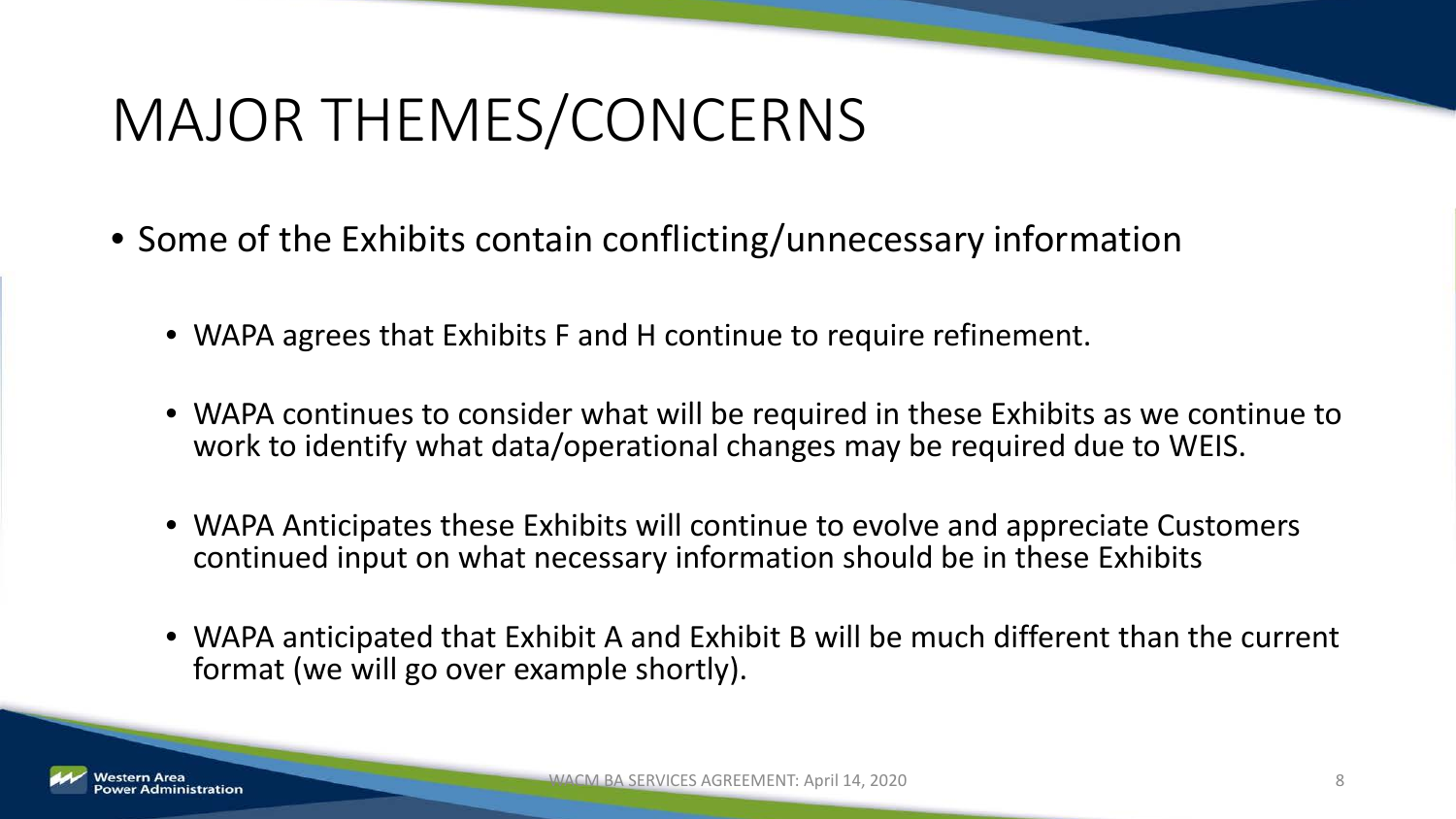# MAJOR THEMES/CONCERNS

- Some of the Exhibits contain conflicting/unnecessary information
  - WAPA agrees that Exhibits F and H continue to require refinement.
  - WAPA continues to consider what will be required in these Exhibits as we continue to work to identify what data/operational changes may be required due to WEIS.
  - WAPA Anticipates these Exhibits will continue to evolve and appreciate Customers continued input on what necessary information should be in these Exhibits
  - WAPA anticipated that Exhibit A and Exhibit B will be much different than the current format (we will go over example shortly).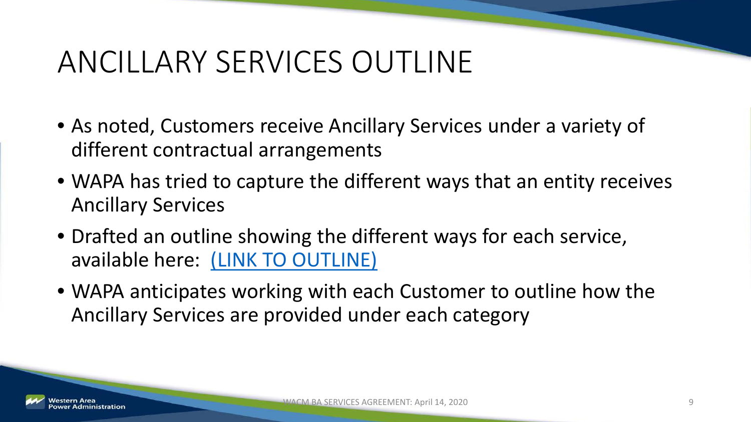# ANCILLARY SERVICES OUTLINE

- As noted, Customers receive Ancillary Services under a variety of different contractual arrangements
- WAPA has tried to capture the different ways that an entity receives Ancillary Services
- Drafted an outline showing the different ways for each service, available here: (LINK TO OUTLINE)
- WAPA anticipates working with each Customer to outline how the Ancillary Services are provided under each category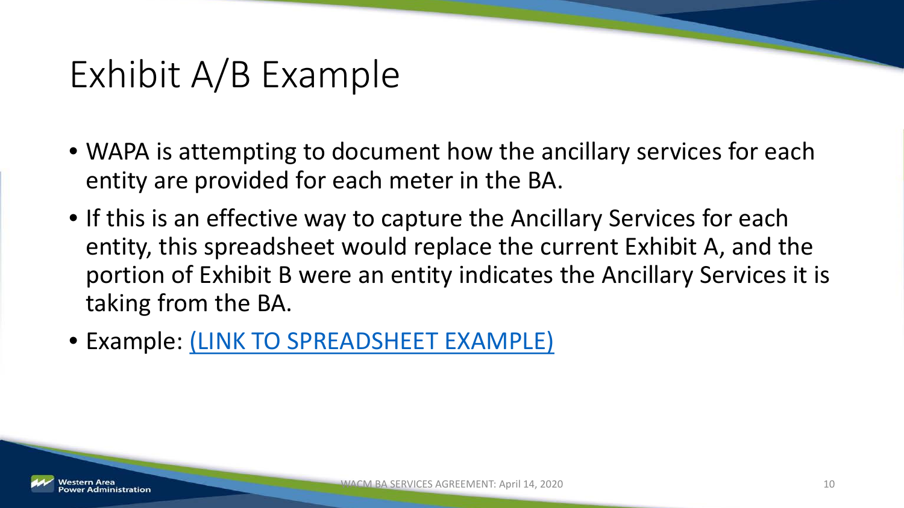# Exhibit A/B Example

- WAPA is attempting to document how the ancillary services for each entity are provided for each meter in the BA.
- If this is an effective way to capture the Ancillary Services for each entity, this spreadsheet would replace the current Exhibit A, and the portion of Exhibit B were an entity indicates the Ancillary Services it is taking from the BA.
- Example: (LINK TO SPREADSHEET EXAMPLE)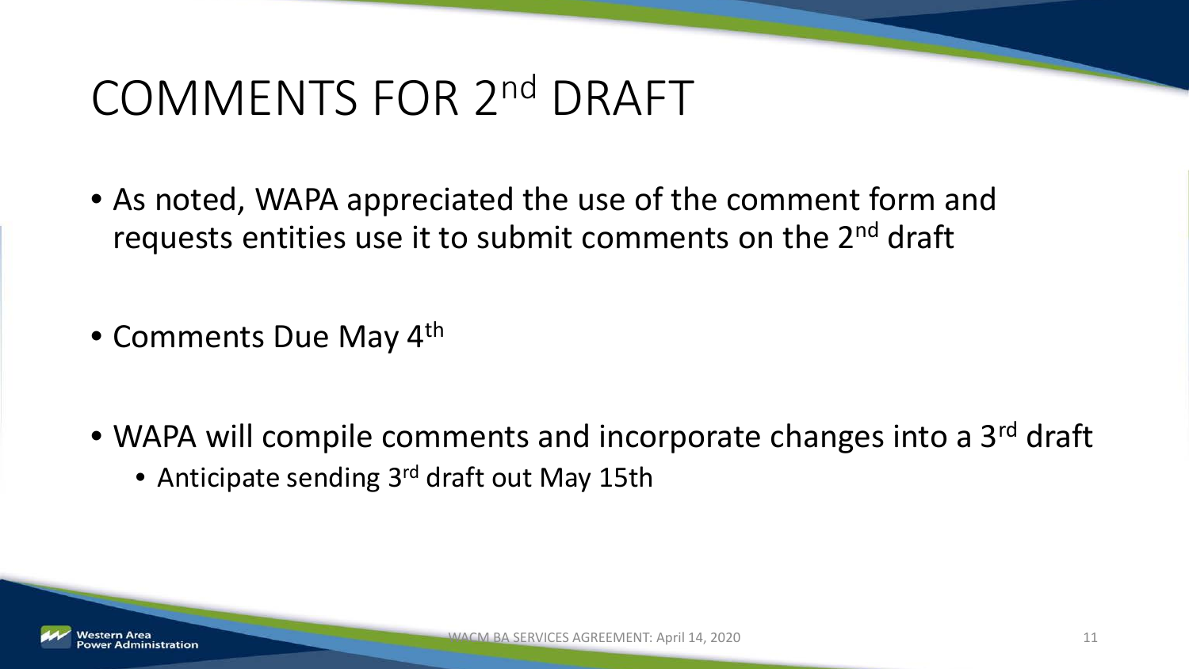# COMMENTS FOR 2nd DRAFT

- As noted, WAPA appreciated the use of the comment form and requests entities use it to submit comments on the 2nd draft

- Comments Due May 4th

- WAPA will compile comments and incorporate changes into a 3rd draft
  - Anticipate sending 3rd draft out May 15th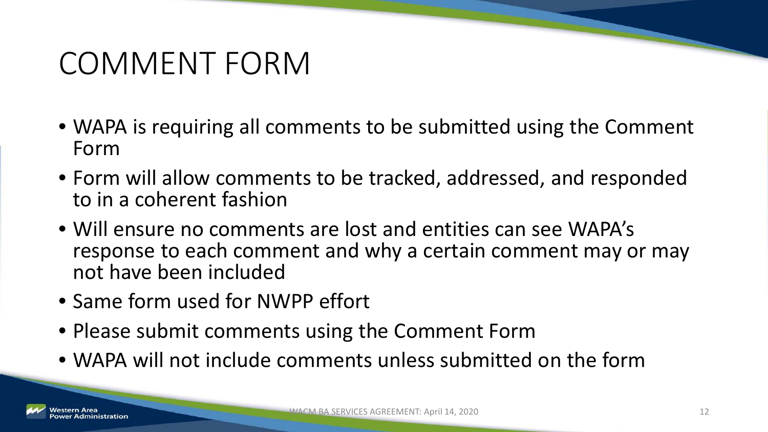# COMMENT FORM

- WAPA is requiring all comments to be submitted using the Comment Form
- Form will allow comments to be tracked, addressed, and responded to in a coherent fashion
- Will ensure no comments are lost and entities can see WAPA's response to each comment and why a certain comment may or may not have been included
- Same form used for NWPP effort
- Please submit comments using the Comment Form
- WAPA will not include comments unless submitted on the form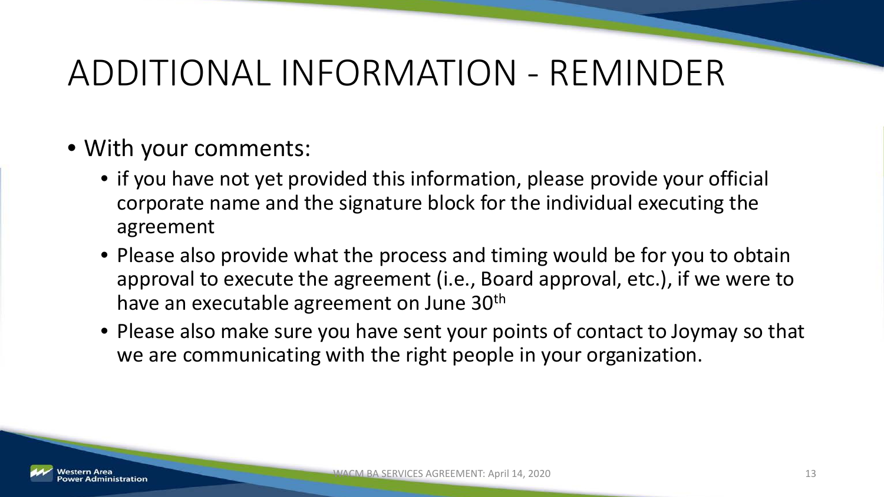# ADDITIONAL INFORMATION - REMINDER

- With your comments:
  - if you have not yet provided this information, please provide your official corporate name and the signature block for the individual executing the agreement
  - Please also provide what the process and timing would be for you to obtain approval to execute the agreement (i.e., Board approval, etc.), if we were to have an executable agreement on June 30th
  - Please also make sure you have sent your points of contact to Joymay so that we are communicating with the right people in your organization.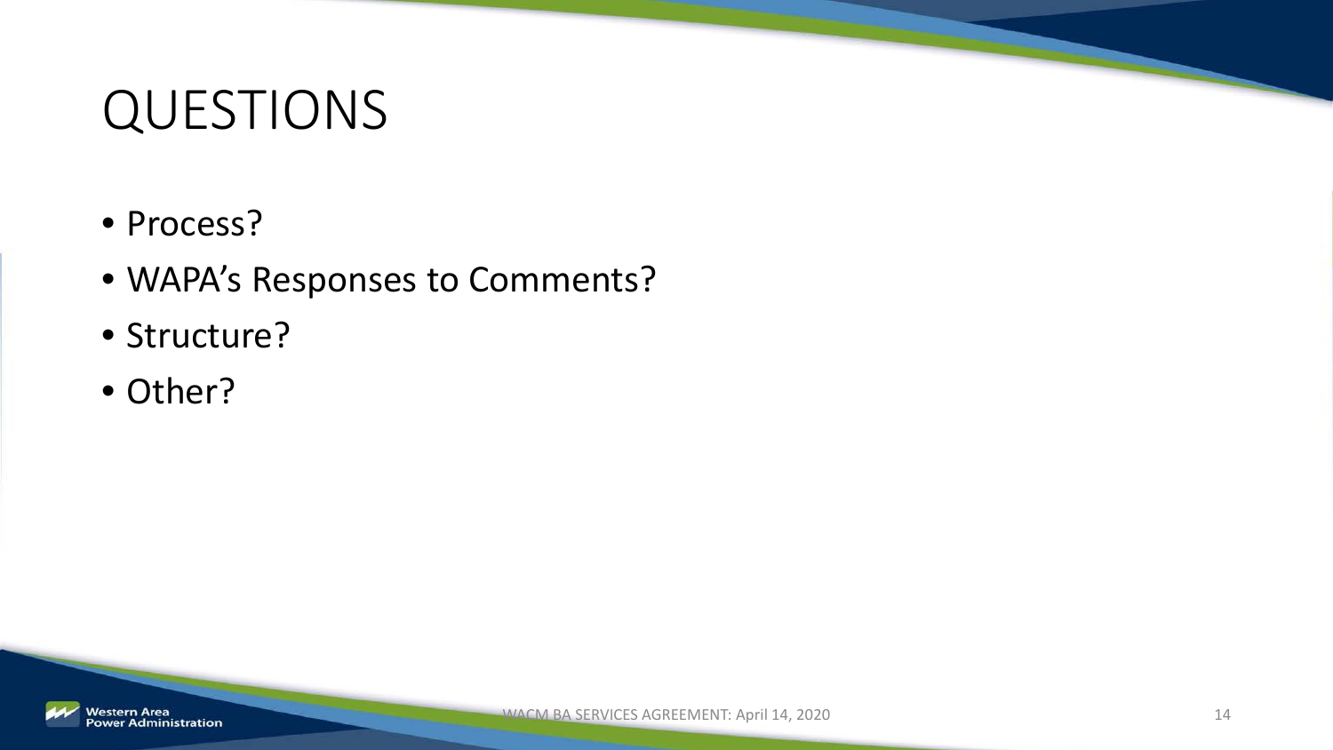# QUESTIONS

- Process?
- WAPA's Responses to Comments?
- Structure?
- Other?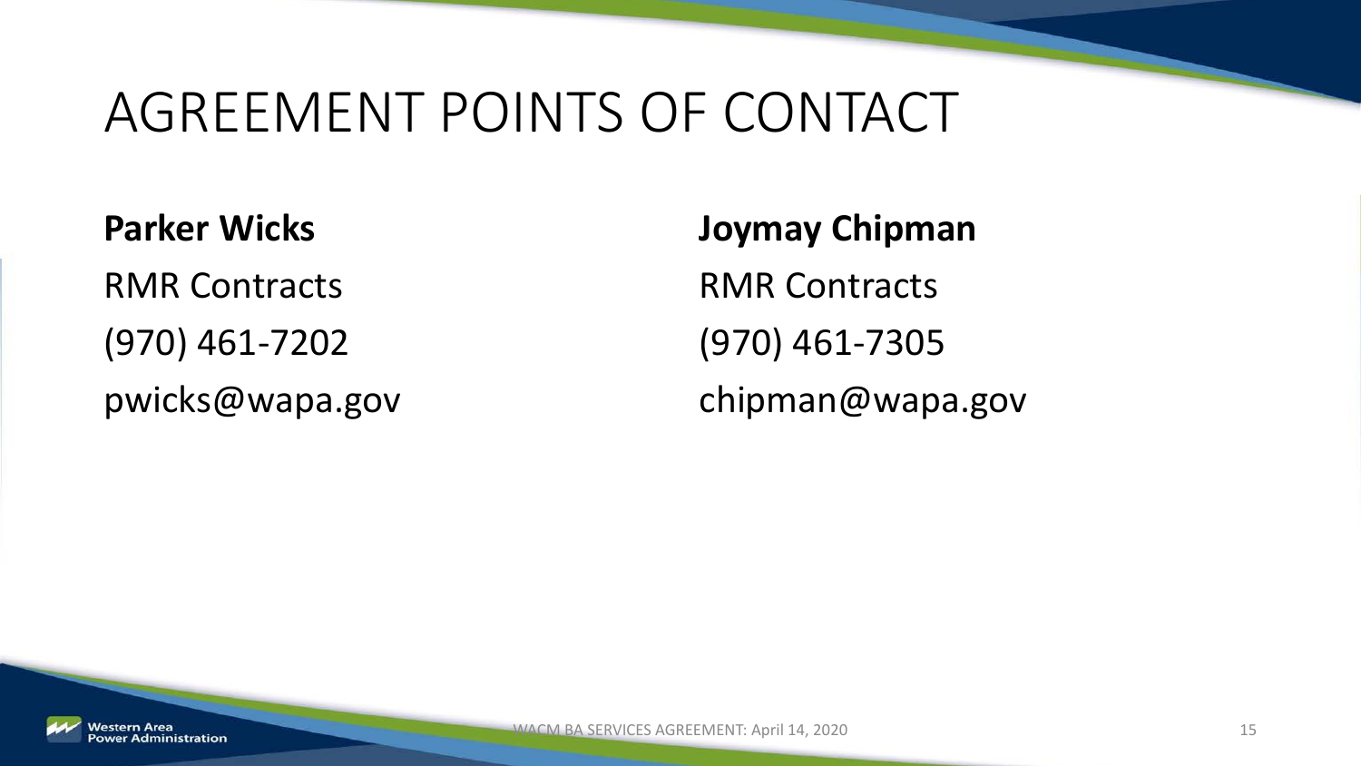# AGREEMENT POINTS OF CONTACT

**Parker Wicks**
RMR Contracts
(970) 461-7202
pwicks@wapa.gov

**Joymay Chipman**
RMR Contracts
(970) 461-7305
chipman@wapa.gov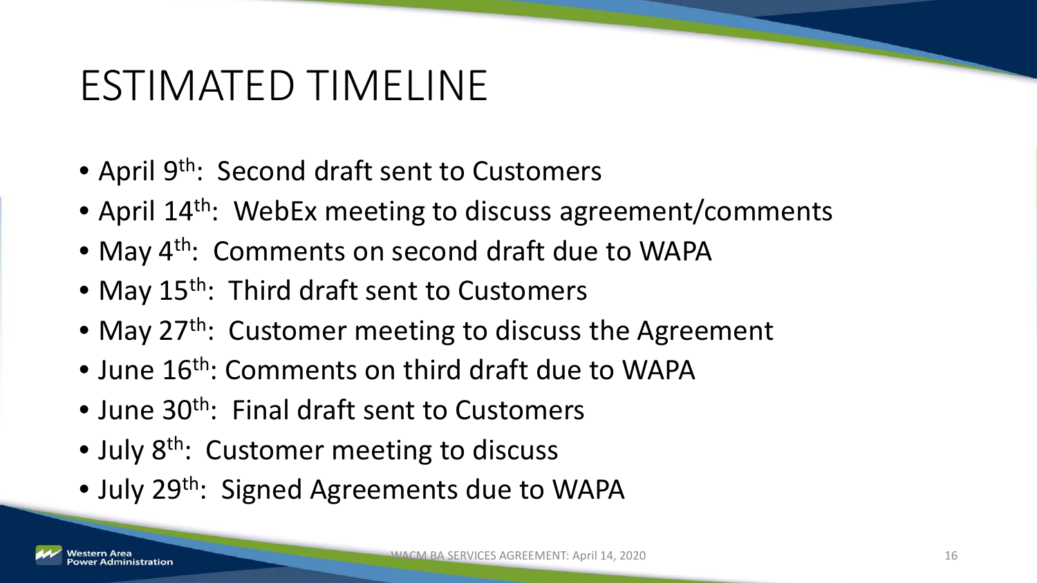# ESTIMATED TIMELINE

- April 9th: Second draft sent to Customers
- April 14th: WebEx meeting to discuss agreement/comments
- May 4th: Comments on second draft due to WAPA
- May 15th: Third draft sent to Customers
- May 27th: Customer meeting to discuss the Agreement
- June 16th: Comments on third draft due to WAPA
- June 30th: Final draft sent to Customers
- July 8th: Customer meeting to discuss
- July 29th: Signed Agreements due to WAPA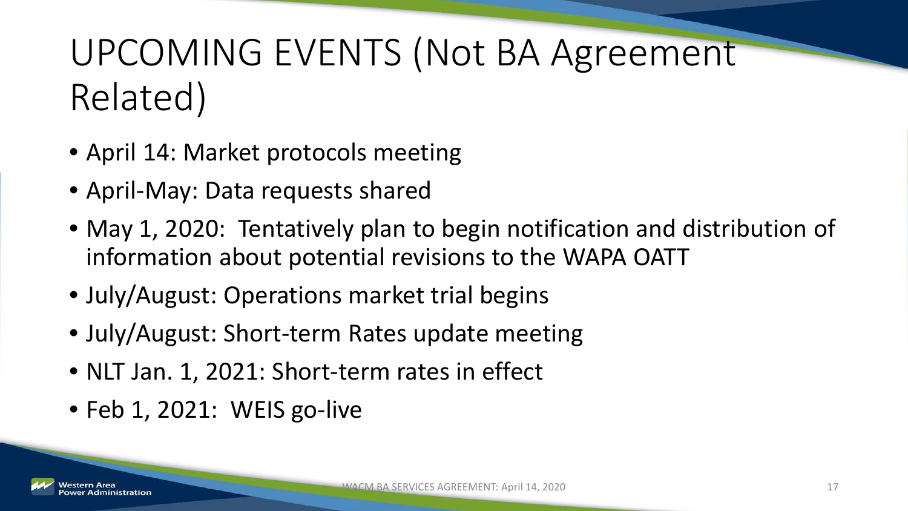# UPCOMING EVENTS (Not BA Agreement Related)

- April 14: Market protocols meeting
- April-May: Data requests shared
- May 1, 2020: Tentatively plan to begin notification and distribution of information about potential revisions to the WAPA OATT
- July/August: Operations market trial begins
- July/August: Short-term Rates update meeting
- NLT Jan. 1, 2021: Short-term rates in effect
- Feb 1, 2021: WEIS go-live